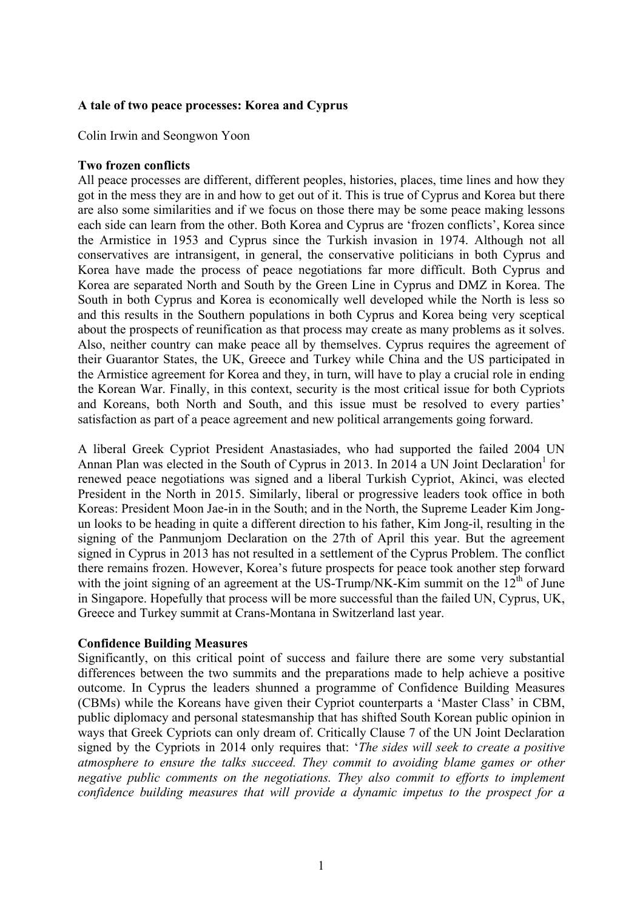**A tale of two peace processes: Korea and Cyprus**

Colin Irwin and Seongwon Yoon

**Two frozen conflicts**

All peace processes are different, different peoples, histories, places, time lines and how they got in the mess they are in and how to get out of it. This is true of Cyprus and Korea but there are also some similarities and if we focus on those there may be some peace making lessons each side can learn from the other. Both Korea and Cyprus are 'frozen conflicts', Korea since the Armistice in 1953 and Cyprus since the Turkish invasion in 1974. Although not all conservatives are intransigent, in general, the conservative politicians in both Cyprus and Korea have made the process of peace negotiations far more difficult. Both Cyprus and Korea are separated North and South by the Green Line in Cyprus and DMZ in Korea. The South in both Cyprus and Korea is economically well developed while the North is less so and this results in the Southern populations in both Cyprus and Korea being very sceptical about the prospects of reunification as that process may create as many problems as it solves. Also, neither country can make peace all by themselves. Cyprus requires the agreement of their Guarantor States, the UK, Greece and Turkey while China and the US participated in the Armistice agreement for Korea and they, in turn, will have to play a crucial role in ending the Korean War. Finally, in this context, security is the most critical issue for both Cypriots and Koreans, both North and South, and this issue must be resolved to every parties' satisfaction as part of a peace agreement and new political arrangements going forward.

A liberal Greek Cypriot President Anastasiades, who had supported the failed 2004 UN Annan Plan was elected in the South of Cyprus in 2013. In 2014 a UN Joint Declaration[1] for renewed peace negotiations was signed and a liberal Turkish Cypriot, Akinci, was elected President in the North in 2015. Similarly, liberal or progressive leaders took office in both Koreas: President Moon Jae-in in the South; and in the North, the Supreme Leader Kim Jong-un looks to be heading in quite a different direction to his father, Kim Jong-il, resulting in the signing of the Panmunjom Declaration on the 27th of April this year. But the agreement signed in Cyprus in 2013 has not resulted in a settlement of the Cyprus Problem. The conflict there remains frozen. However, Korea's future prospects for peace took another step forward with the joint signing of an agreement at the US-Trump/NK-Kim summit on the 12th of June in Singapore. Hopefully that process will be more successful than the failed UN, Cyprus, UK, Greece and Turkey summit at Crans-Montana in Switzerland last year.

**Confidence Building Measures**

Significantly, on this critical point of success and failure there are some very substantial differences between the two summits and the preparations made to help achieve a positive outcome. In Cyprus the leaders shunned a programme of Confidence Building Measures (CBMs) while the Koreans have given their Cypriot counterparts a 'Master Class' in CBM, public diplomacy and personal statesmanship that has shifted South Korean public opinion in ways that Greek Cypriots can only dream of. Critically Clause 7 of the UN Joint Declaration signed by the Cypriots in 2014 only requires that: '*The sides will seek to create a positive atmosphere to ensure the talks succeed. They commit to avoiding blame games or other negative public comments on the negotiations. They also commit to efforts to implement confidence building measures that will provide a dynamic impetus to the prospect for a*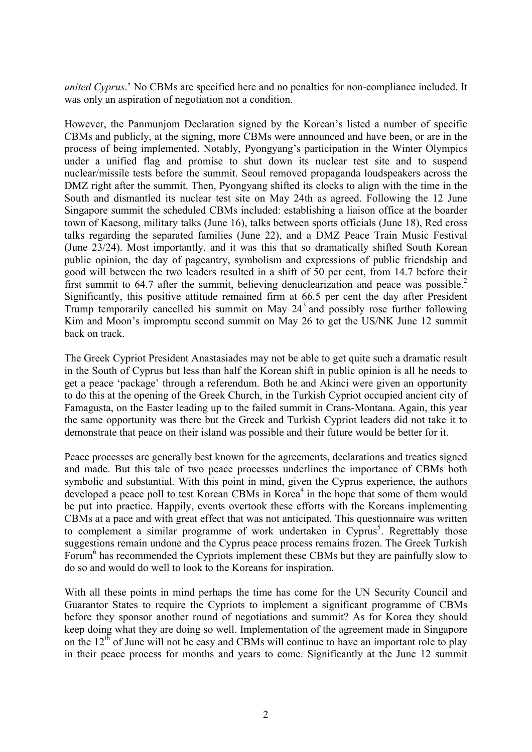*united Cyprus*.' No CBMs are specified here and no penalties for non-compliance included. It was only an aspiration of negotiation not a condition.

However, the Panmunjom Declaration signed by the Korean's listed a number of specific CBMs and publicly, at the signing, more CBMs were announced and have been, or are in the process of being implemented. Notably, Pyongyang's participation in the Winter Olympics under a unified flag and promise to shut down its nuclear test site and to suspend nuclear/missile tests before the summit. Seoul removed propaganda loudspeakers across the DMZ right after the summit. Then, Pyongyang shifted its clocks to align with the time in the South and dismantled its nuclear test site on May 24th as agreed. Following the 12 June Singapore summit the scheduled CBMs included: establishing a liaison office at the boarder town of Kaesong, military talks (June 16), talks between sports officials (June 18), Red cross talks regarding the separated families (June 22), and a DMZ Peace Train Music Festival (June 23/24). Most importantly, and it was this that so dramatically shifted South Korean public opinion, the day of pageantry, symbolism and expressions of public friendship and good will between the two leaders resulted in a shift of 50 per cent, from 14.7 before their first summit to 64.7 after the summit, believing denuclearization and peace was possible.[2] Significantly, this positive attitude remained firm at 66.5 per cent the day after President Trump temporarily cancelled his summit on May 24[3] and possibly rose further following Kim and Moon's impromptu second summit on May 26 to get the US/NK June 12 summit back on track.

The Greek Cypriot President Anastasiades may not be able to get quite such a dramatic result in the South of Cyprus but less than half the Korean shift in public opinion is all he needs to get a peace 'package' through a referendum. Both he and Akinci were given an opportunity to do this at the opening of the Greek Church, in the Turkish Cypriot occupied ancient city of Famagusta, on the Easter leading up to the failed summit in Crans-Montana. Again, this year the same opportunity was there but the Greek and Turkish Cypriot leaders did not take it to demonstrate that peace on their island was possible and their future would be better for it.

Peace processes are generally best known for the agreements, declarations and treaties signed and made. But this tale of two peace processes underlines the importance of CBMs both symbolic and substantial. With this point in mind, given the Cyprus experience, the authors developed a peace poll to test Korean CBMs in Korea[4] in the hope that some of them would be put into practice. Happily, events overtook these efforts with the Koreans implementing CBMs at a pace and with great effect that was not anticipated. This questionnaire was written to complement a similar programme of work undertaken in Cyprus[5]. Regrettably those suggestions remain undone and the Cyprus peace process remains frozen. The Greek Turkish Forum[6] has recommended the Cypriots implement these CBMs but they are painfully slow to do so and would do well to look to the Koreans for inspiration.

With all these points in mind perhaps the time has come for the UN Security Council and Guarantor States to require the Cypriots to implement a significant programme of CBMs before they sponsor another round of negotiations and summit? As for Korea they should keep doing what they are doing so well. Implementation of the agreement made in Singapore on the 12th of June will not be easy and CBMs will continue to have an important role to play in their peace process for months and years to come. Significantly at the June 12 summit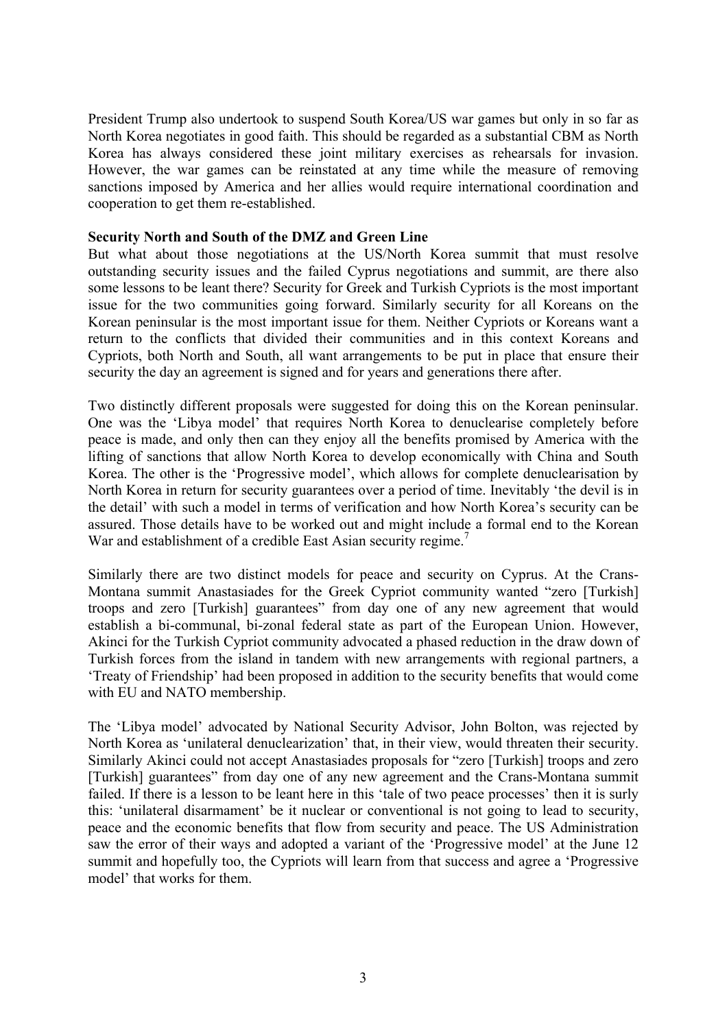President Trump also undertook to suspend South Korea/US war games but only in so far as North Korea negotiates in good faith. This should be regarded as a substantial CBM as North Korea has always considered these joint military exercises as rehearsals for invasion. However, the war games can be reinstated at any time while the measure of removing sanctions imposed by America and her allies would require international coordination and cooperation to get them re-established.

**Security North and South of the DMZ and Green Line**

But what about those negotiations at the US/North Korea summit that must resolve outstanding security issues and the failed Cyprus negotiations and summit, are there also some lessons to be leant there? Security for Greek and Turkish Cypriots is the most important issue for the two communities going forward. Similarly security for all Koreans on the Korean peninsular is the most important issue for them. Neither Cypriots or Koreans want a return to the conflicts that divided their communities and in this context Koreans and Cypriots, both North and South, all want arrangements to be put in place that ensure their security the day an agreement is signed and for years and generations there after.

Two distinctly different proposals were suggested for doing this on the Korean peninsular. One was the 'Libya model' that requires North Korea to denuclearise completely before peace is made, and only then can they enjoy all the benefits promised by America with the lifting of sanctions that allow North Korea to develop economically with China and South Korea. The other is the 'Progressive model', which allows for complete denuclearisation by North Korea in return for security guarantees over a period of time. Inevitably 'the devil is in the detail' with such a model in terms of verification and how North Korea's security can be assured. Those details have to be worked out and might include a formal end to the Korean War and establishment of a credible East Asian security regime.[7]

Similarly there are two distinct models for peace and security on Cyprus. At the Crans-Montana summit Anastasiades for the Greek Cypriot community wanted "zero [Turkish] troops and zero [Turkish] guarantees" from day one of any new agreement that would establish a bi-communal, bi-zonal federal state as part of the European Union. However, Akinci for the Turkish Cypriot community advocated a phased reduction in the draw down of Turkish forces from the island in tandem with new arrangements with regional partners, a 'Treaty of Friendship' had been proposed in addition to the security benefits that would come with EU and NATO membership.

The 'Libya model' advocated by National Security Advisor, John Bolton, was rejected by North Korea as 'unilateral denuclearization' that, in their view, would threaten their security. Similarly Akinci could not accept Anastasiades proposals for "zero [Turkish] troops and zero [Turkish] guarantees" from day one of any new agreement and the Crans-Montana summit failed. If there is a lesson to be leant here in this 'tale of two peace processes' then it is surly this: 'unilateral disarmament' be it nuclear or conventional is not going to lead to security, peace and the economic benefits that flow from security and peace. The US Administration saw the error of their ways and adopted a variant of the 'Progressive model' at the June 12 summit and hopefully too, the Cypriots will learn from that success and agree a 'Progressive model' that works for them.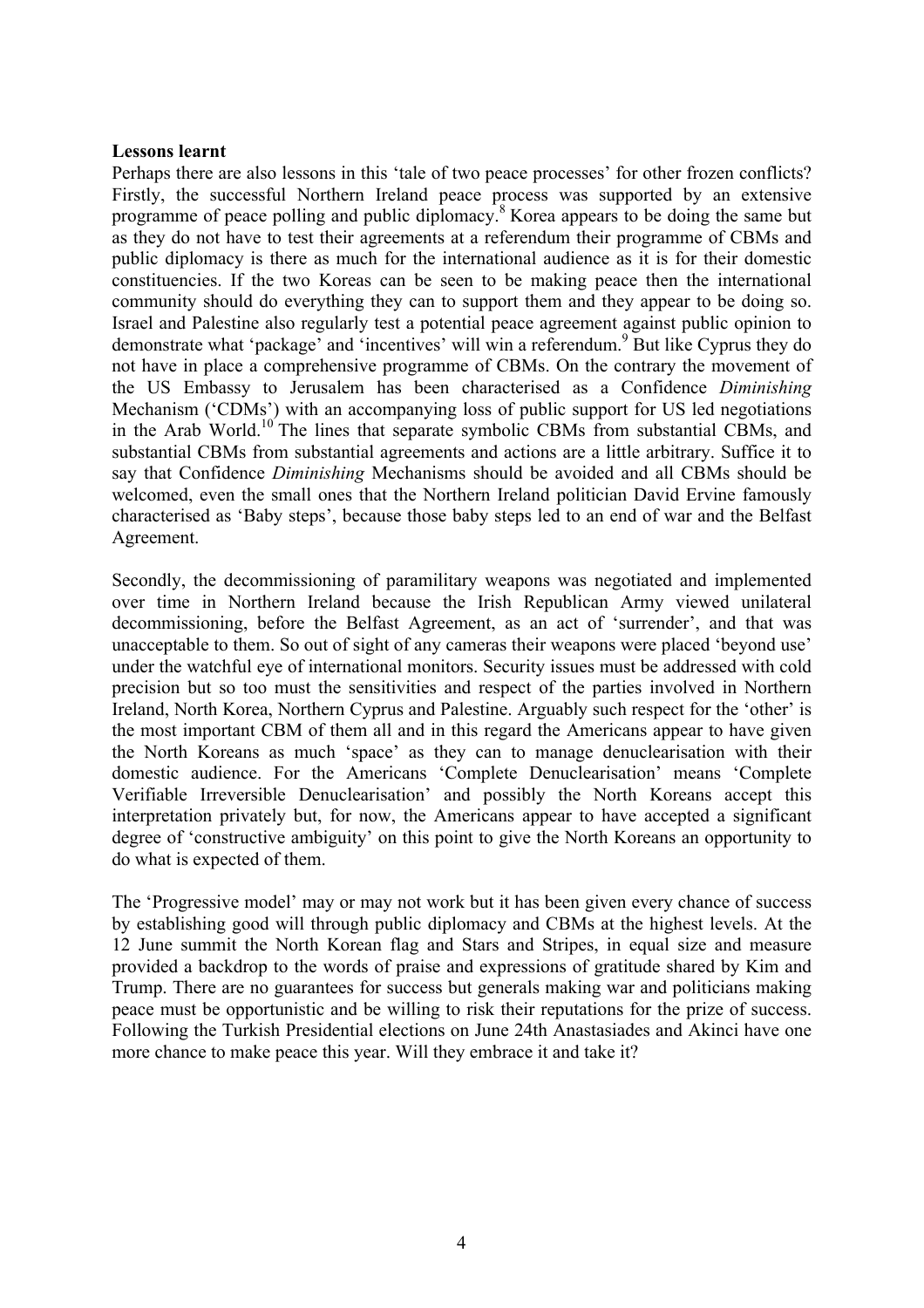**Lessons learnt**

Perhaps there are also lessons in this 'tale of two peace processes' for other frozen conflicts? Firstly, the successful Northern Ireland peace process was supported by an extensive programme of peace polling and public diplomacy.[8] Korea appears to be doing the same but as they do not have to test their agreements at a referendum their programme of CBMs and public diplomacy is there as much for the international audience as it is for their domestic constituencies. If the two Koreas can be seen to be making peace then the international community should do everything they can to support them and they appear to be doing so. Israel and Palestine also regularly test a potential peace agreement against public opinion to demonstrate what 'package' and 'incentives' will win a referendum.[9] But like Cyprus they do not have in place a comprehensive programme of CBMs. On the contrary the movement of the US Embassy to Jerusalem has been characterised as a Confidence *Diminishing* Mechanism ('CDMs') with an accompanying loss of public support for US led negotiations in the Arab World.[10] The lines that separate symbolic CBMs from substantial CBMs, and substantial CBMs from substantial agreements and actions are a little arbitrary. Suffice it to say that Confidence *Diminishing* Mechanisms should be avoided and all CBMs should be welcomed, even the small ones that the Northern Ireland politician David Ervine famously characterised as 'Baby steps', because those baby steps led to an end of war and the Belfast Agreement.

Secondly, the decommissioning of paramilitary weapons was negotiated and implemented over time in Northern Ireland because the Irish Republican Army viewed unilateral decommissioning, before the Belfast Agreement, as an act of 'surrender', and that was unacceptable to them. So out of sight of any cameras their weapons were placed 'beyond use' under the watchful eye of international monitors. Security issues must be addressed with cold precision but so too must the sensitivities and respect of the parties involved in Northern Ireland, North Korea, Northern Cyprus and Palestine. Arguably such respect for the 'other' is the most important CBM of them all and in this regard the Americans appear to have given the North Koreans as much 'space' as they can to manage denuclearisation with their domestic audience. For the Americans 'Complete Denuclearisation' means 'Complete Verifiable Irreversible Denuclearisation' and possibly the North Koreans accept this interpretation privately but, for now, the Americans appear to have accepted a significant degree of 'constructive ambiguity' on this point to give the North Koreans an opportunity to do what is expected of them.

The 'Progressive model' may or may not work but it has been given every chance of success by establishing good will through public diplomacy and CBMs at the highest levels. At the 12 June summit the North Korean flag and Stars and Stripes, in equal size and measure provided a backdrop to the words of praise and expressions of gratitude shared by Kim and Trump. There are no guarantees for success but generals making war and politicians making peace must be opportunistic and be willing to risk their reputations for the prize of success. Following the Turkish Presidential elections on June 24th Anastasiades and Akinci have one more chance to make peace this year. Will they embrace it and take it?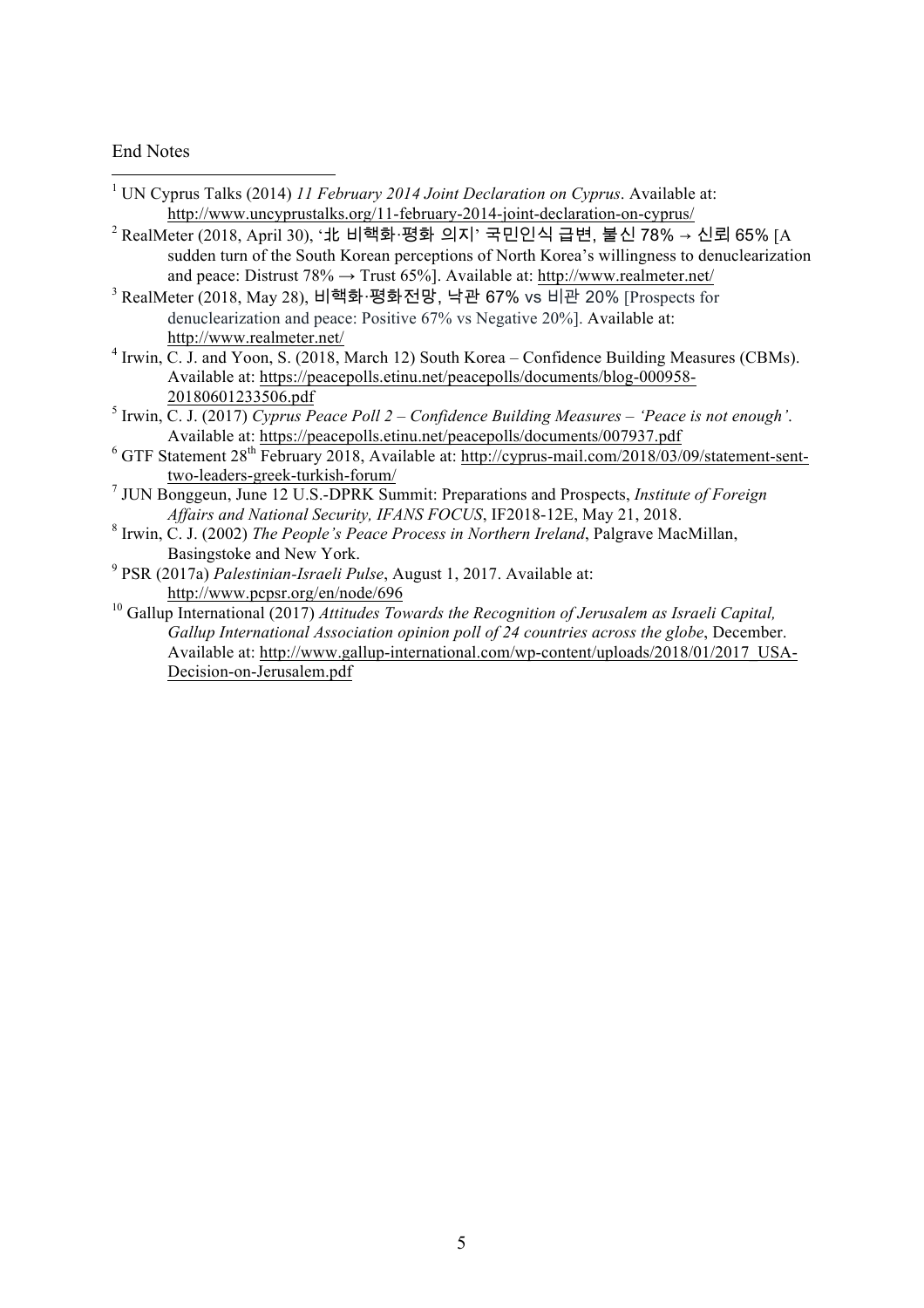End Notes

[1] UN Cyprus Talks (2014) *11 February 2014 Joint Declaration on Cyprus*. Available at: http://www.uncyprustalks.org/11-february-2014-joint-declaration-on-cyprus/

[2] RealMeter (2018, April 30), '北 비핵화·평화 의지' 국민인식 급변, 불신 78% → 신뢰 65% [A sudden turn of the South Korean perceptions of North Korea's willingness to denuclearization and peace: Distrust 78% → Trust 65%]. Available at: http://www.realmeter.net/

[3] RealMeter (2018, May 28), 비핵화·평화전망, 낙관 67% vs 비관 20% [Prospects for denuclearization and peace: Positive 67% vs Negative 20%]. Available at: http://www.realmeter.net/

[4] Irwin, C. J. and Yoon, S. (2018, March 12) South Korea – Confidence Building Measures (CBMs). Available at: https://peacepolls.etinu.net/peacepolls/documents/blog-000958-20180601233506.pdf

[5] Irwin, C. J. (2017) *Cyprus Peace Poll 2 – Confidence Building Measures – 'Peace is not enough'*. Available at: https://peacepolls.etinu.net/peacepolls/documents/007937.pdf

[6] GTF Statement 28th February 2018, Available at: http://cyprus-mail.com/2018/03/09/statement-sent-two-leaders-greek-turkish-forum/

[7] JUN Bonggeun, June 12 U.S.-DPRK Summit: Preparations and Prospects, *Institute of Foreign Affairs and National Security, IFANS FOCUS*, IF2018-12E, May 21, 2018.

[8] Irwin, C. J. (2002) *The People's Peace Process in Northern Ireland*, Palgrave MacMillan, Basingstoke and New York.

[9] PSR (2017a) *Palestinian-Israeli Pulse*, August 1, 2017. Available at: http://www.pcpsr.org/en/node/696

[10] Gallup International (2017) *Attitudes Towards the Recognition of Jerusalem as Israeli Capital, Gallup International Association opinion poll of 24 countries across the globe*, December. Available at: http://www.gallup-international.com/wp-content/uploads/2018/01/2017_USA-Decision-on-Jerusalem.pdf